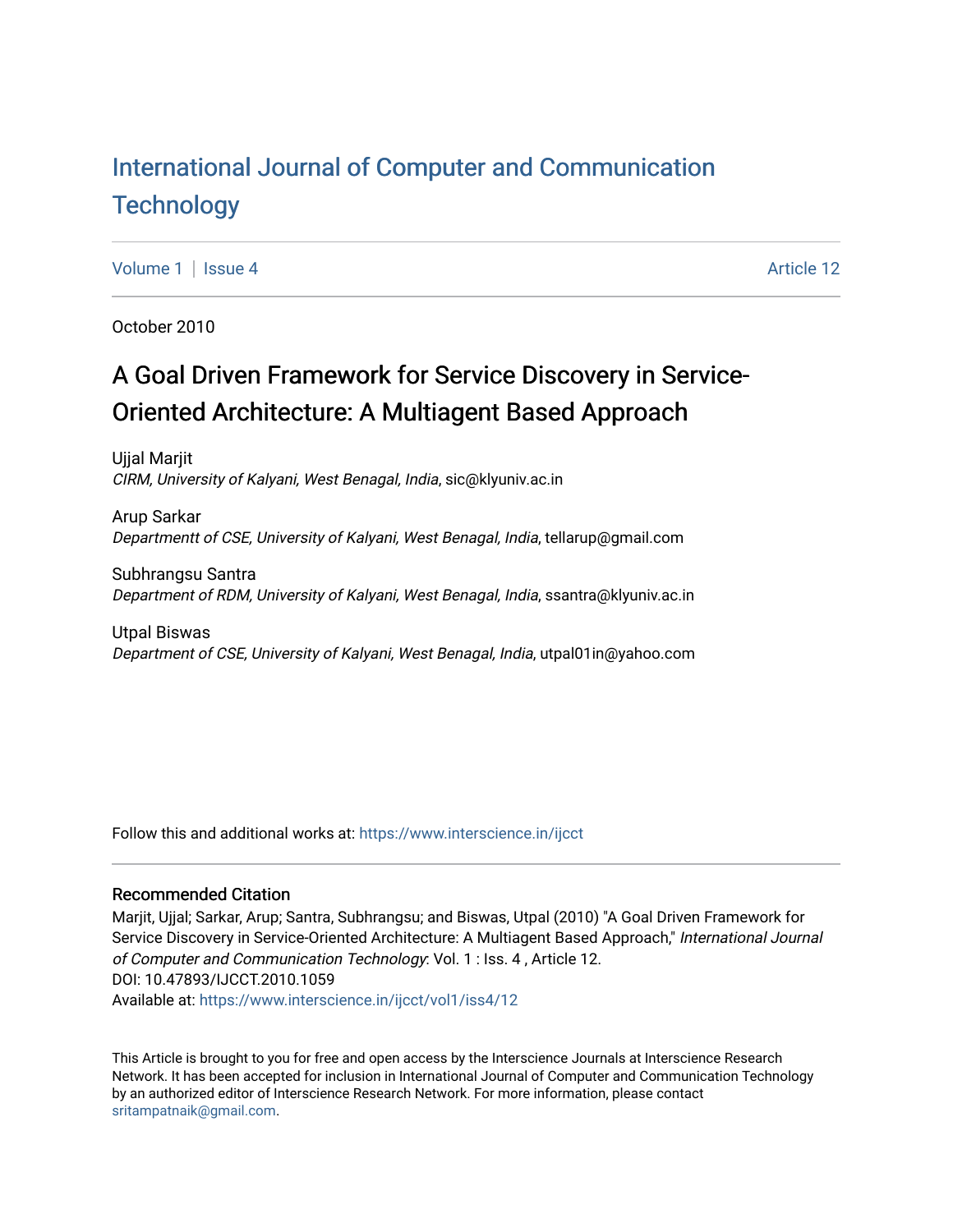# International Journal of Computer and Communication Technology

Volume 1 | Issue 4 | Article 12

October 2010

## A Goal Driven Framework for Service Discovery in Service-Oriented Architecture: A Multiagent Based Approach

Ujjal Marjit
*CIRM, University of Kalyani, West Benagal, India*, sic@klyuniv.ac.in

Arup Sarkar
*Departmentt of CSE, University of Kalyani, West Benagal, India*, tellarup@gmail.com

Subhrangsu Santra
*Department of RDM, University of Kalyani, West Benagal, India*, ssantra@klyuniv.ac.in

Utpal Biswas
*Department of CSE, University of Kalyani, West Benagal, India*, utpal01in@yahoo.com

Follow this and additional works at: https://www.interscience.in/ijcct

### Recommended Citation

Marjit, Ujjal; Sarkar, Arup; Santra, Subhrangsu; and Biswas, Utpal (2010) "A Goal Driven Framework for Service Discovery in Service-Oriented Architecture: A Multiagent Based Approach," *International Journal of Computer and Communication Technology*: Vol. 1 : Iss. 4 , Article 12.
DOI: 10.47893/IJCCT.2010.1059
Available at: https://www.interscience.in/ijcct/vol1/iss4/12

This Article is brought to you for free and open access by the Interscience Journals at Interscience Research Network. It has been accepted for inclusion in International Journal of Computer and Communication Technology by an authorized editor of Interscience Research Network. For more information, please contact sritampatnaik@gmail.com.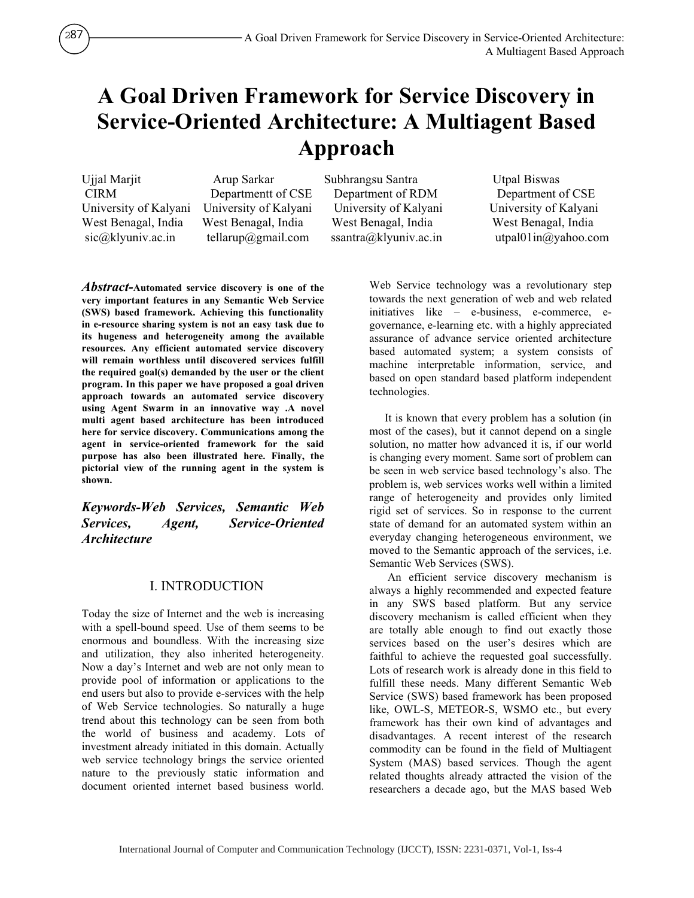# A Goal Driven Framework for Service Discovery in Service-Oriented Architecture: A Multiagent Based Approach

| Ujjal Marjit | Arup Sarkar | Subhrangsu Santra | Utpal Biswas |
|---|---|---|---|
| CIRM | Departmentt of CSE | Department of RDM | Department of CSE |
| University of Kalyani | University of Kalyani | University of Kalyani | University of Kalyani |
| West Benagal, India | West Benagal, India | West Benagal, India | West Benagal, India |
| sic@klyuniv.ac.in | tellarup@gmail.com | ssantra@klyuniv.ac.in | utpal01in@yahoo.com |

***Abstract*-Automated service discovery is one of the very important features in any Semantic Web Service (SWS) based framework. Achieving this functionality in e-resource sharing system is not an easy task due to its hugeness and heterogeneity among the available resources. Any efficient automated service discovery will remain worthless until discovered services fulfill the required goal(s) demanded by the user or the client program. In this paper we have proposed a goal driven approach towards an automated service discovery using Agent Swarm in an innovative way .A novel multi agent based architecture has been introduced here for service discovery. Communications among the agent in service-oriented framework for the said purpose has also been illustrated here. Finally, the pictorial view of the running agent in the system is shown.**

***Keywords-Web Services, Semantic Web Services, Agent, Service-Oriented Architecture***

## I. INTRODUCTION

Today the size of Internet and the web is increasing with a spell-bound speed. Use of them seems to be enormous and boundless. With the increasing size and utilization, they also inherited heterogeneity. Now a day's Internet and web are not only mean to provide pool of information or applications to the end users but also to provide e-services with the help of Web Service technologies. So naturally a huge trend about this technology can be seen from both the world of business and academy. Lots of investment already initiated in this domain. Actually web service technology brings the service oriented nature to the previously static information and document oriented internet based business world. Web Service technology was a revolutionary step towards the next generation of web and web related initiatives like – e-business, e-commerce, e-governance, e-learning etc. with a highly appreciated assurance of advance service oriented architecture based automated system; a system consists of machine interpretable information, service, and based on open standard based platform independent technologies.

It is known that every problem has a solution (in most of the cases), but it cannot depend on a single solution, no matter how advanced it is, if our world is changing every moment. Same sort of problem can be seen in web service based technology's also. The problem is, web services works well within a limited range of heterogeneity and provides only limited rigid set of services. So in response to the current state of demand for an automated system within an everyday changing heterogeneous environment, we moved to the Semantic approach of the services, i.e. Semantic Web Services (SWS).

An efficient service discovery mechanism is always a highly recommended and expected feature in any SWS based platform. But any service discovery mechanism is called efficient when they are totally able enough to find out exactly those services based on the user's desires which are faithful to achieve the requested goal successfully. Lots of research work is already done in this field to fulfill these needs. Many different Semantic Web Service (SWS) based framework has been proposed like, OWL-S, METEOR-S, WSMO etc., but every framework has their own kind of advantages and disadvantages. A recent interest of the research commodity can be found in the field of Multiagent System (MAS) based services. Though the agent related thoughts already attracted the vision of the researchers a decade ago, but the MAS based Web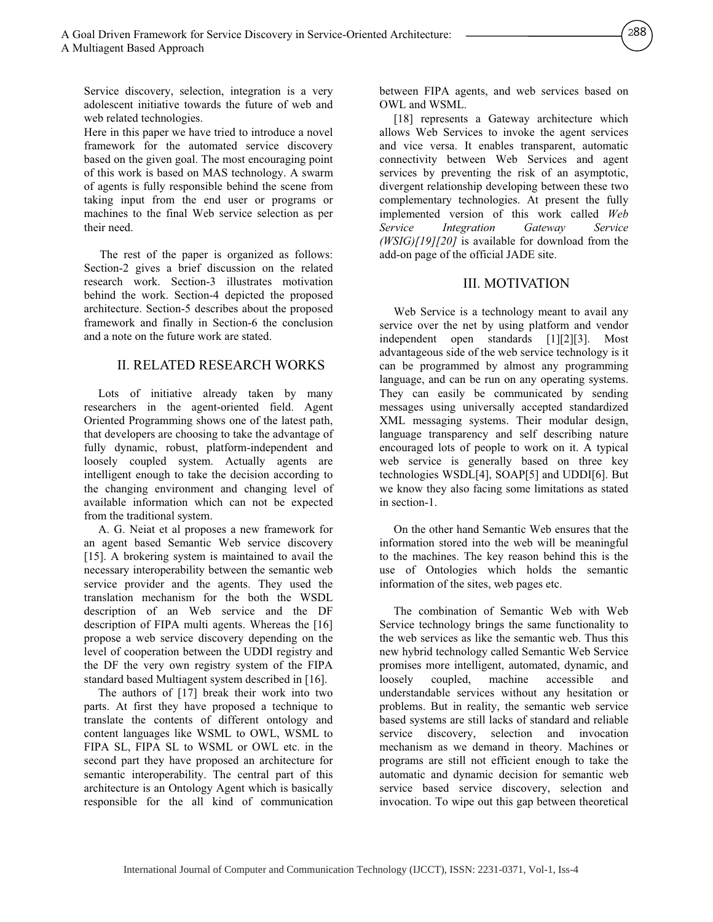Service discovery, selection, integration is a very adolescent initiative towards the future of web and web related technologies.

Here in this paper we have tried to introduce a novel framework for the automated service discovery based on the given goal. The most encouraging point of this work is based on MAS technology. A swarm of agents is fully responsible behind the scene from taking input from the end user or programs or machines to the final Web service selection as per their need.

The rest of the paper is organized as follows: Section-2 gives a brief discussion on the related research work. Section-3 illustrates motivation behind the work. Section-4 depicted the proposed architecture. Section-5 describes about the proposed framework and finally in Section-6 the conclusion and a note on the future work are stated.

## II. RELATED RESEARCH WORKS

Lots of initiative already taken by many researchers in the agent-oriented field. Agent Oriented Programming shows one of the latest path, that developers are choosing to take the advantage of fully dynamic, robust, platform-independent and loosely coupled system. Actually agents are intelligent enough to take the decision according to the changing environment and changing level of available information which can not be expected from the traditional system.

A. G. Neiat et al proposes a new framework for an agent based Semantic Web service discovery [15]. A brokering system is maintained to avail the necessary interoperability between the semantic web service provider and the agents. They used the translation mechanism for the both the WSDL description of an Web service and the DF description of FIPA multi agents. Whereas the [16] propose a web service discovery depending on the level of cooperation between the UDDI registry and the DF the very own registry system of the FIPA standard based Multiagent system described in [16].

The authors of [17] break their work into two parts. At first they have proposed a technique to translate the contents of different ontology and content languages like WSML to OWL, WSML to FIPA SL, FIPA SL to WSML or OWL etc. in the second part they have proposed an architecture for semantic interoperability. The central part of this architecture is an Ontology Agent which is basically responsible for the all kind of communication between FIPA agents, and web services based on OWL and WSML.

[18] represents a Gateway architecture which allows Web Services to invoke the agent services and vice versa. It enables transparent, automatic connectivity between Web Services and agent services by preventing the risk of an asymptotic, divergent relationship developing between these two complementary technologies. At present the fully implemented version of this work called *Web Service Integration Gateway Service (WSIG)[19][20]* is available for download from the add-on page of the official JADE site.

## III. MOTIVATION

Web Service is a technology meant to avail any service over the net by using platform and vendor independent open standards [1][2][3]. Most advantageous side of the web service technology is it can be programmed by almost any programming language, and can be run on any operating systems. They can easily be communicated by sending messages using universally accepted standardized XML messaging systems. Their modular design, language transparency and self describing nature encouraged lots of people to work on it. A typical web service is generally based on three key technologies WSDL[4], SOAP[5] and UDDI[6]. But we know they also facing some limitations as stated in section-1.

On the other hand Semantic Web ensures that the information stored into the web will be meaningful to the machines. The key reason behind this is the use of Ontologies which holds the semantic information of the sites, web pages etc.

The combination of Semantic Web with Web Service technology brings the same functionality to the web services as like the semantic web. Thus this new hybrid technology called Semantic Web Service promises more intelligent, automated, dynamic, and loosely coupled, machine accessible and understandable services without any hesitation or problems. But in reality, the semantic web service based systems are still lacks of standard and reliable service discovery, selection and invocation mechanism as we demand in theory. Machines or programs are still not efficient enough to take the automatic and dynamic decision for semantic web service based service discovery, selection and invocation. To wipe out this gap between theoretical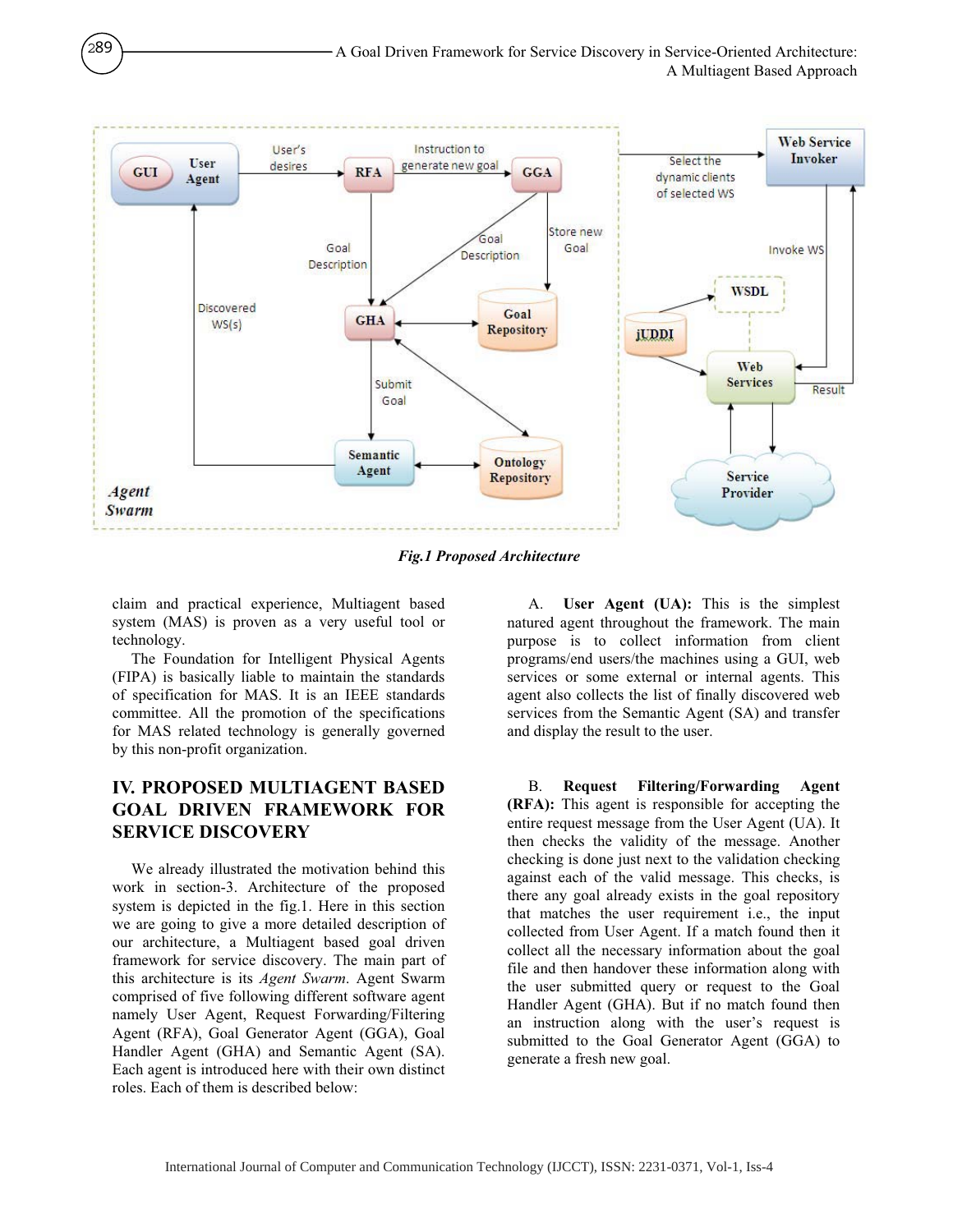*Fig.1 Proposed Architecture*

claim and practical experience, Multiagent based system (MAS) is proven as a very useful tool or technology.

The Foundation for Intelligent Physical Agents (FIPA) is basically liable to maintain the standards of specification for MAS. It is an IEEE standards committee. All the promotion of the specifications for MAS related technology is generally governed by this non-profit organization.

## IV. PROPOSED MULTIAGENT BASED GOAL DRIVEN FRAMEWORK FOR SERVICE DISCOVERY

We already illustrated the motivation behind this work in section-3. Architecture of the proposed system is depicted in the fig.1. Here in this section we are going to give a more detailed description of our architecture, a Multiagent based goal driven framework for service discovery. The main part of this architecture is its *Agent Swarm*. Agent Swarm comprised of five following different software agent namely User Agent, Request Forwarding/Filtering Agent (RFA), Goal Generator Agent (GGA), Goal Handler Agent (GHA) and Semantic Agent (SA). Each agent is introduced here with their own distinct roles. Each of them is described below:

A. **User Agent (UA):** This is the simplest natured agent throughout the framework. The main purpose is to collect information from client programs/end users/the machines using a GUI, web services or some external or internal agents. This agent also collects the list of finally discovered web services from the Semantic Agent (SA) and transfer and display the result to the user.

B. **Request Filtering/Forwarding Agent (RFA):** This agent is responsible for accepting the entire request message from the User Agent (UA). It then checks the validity of the message. Another checking is done just next to the validation checking against each of the valid message. This checks, is there any goal already exists in the goal repository that matches the user requirement i.e., the input collected from User Agent. If a match found then it collect all the necessary information about the goal file and then handover these information along with the user submitted query or request to the Goal Handler Agent (GHA). But if no match found then an instruction along with the user's request is submitted to the Goal Generator Agent (GGA) to generate a fresh new goal.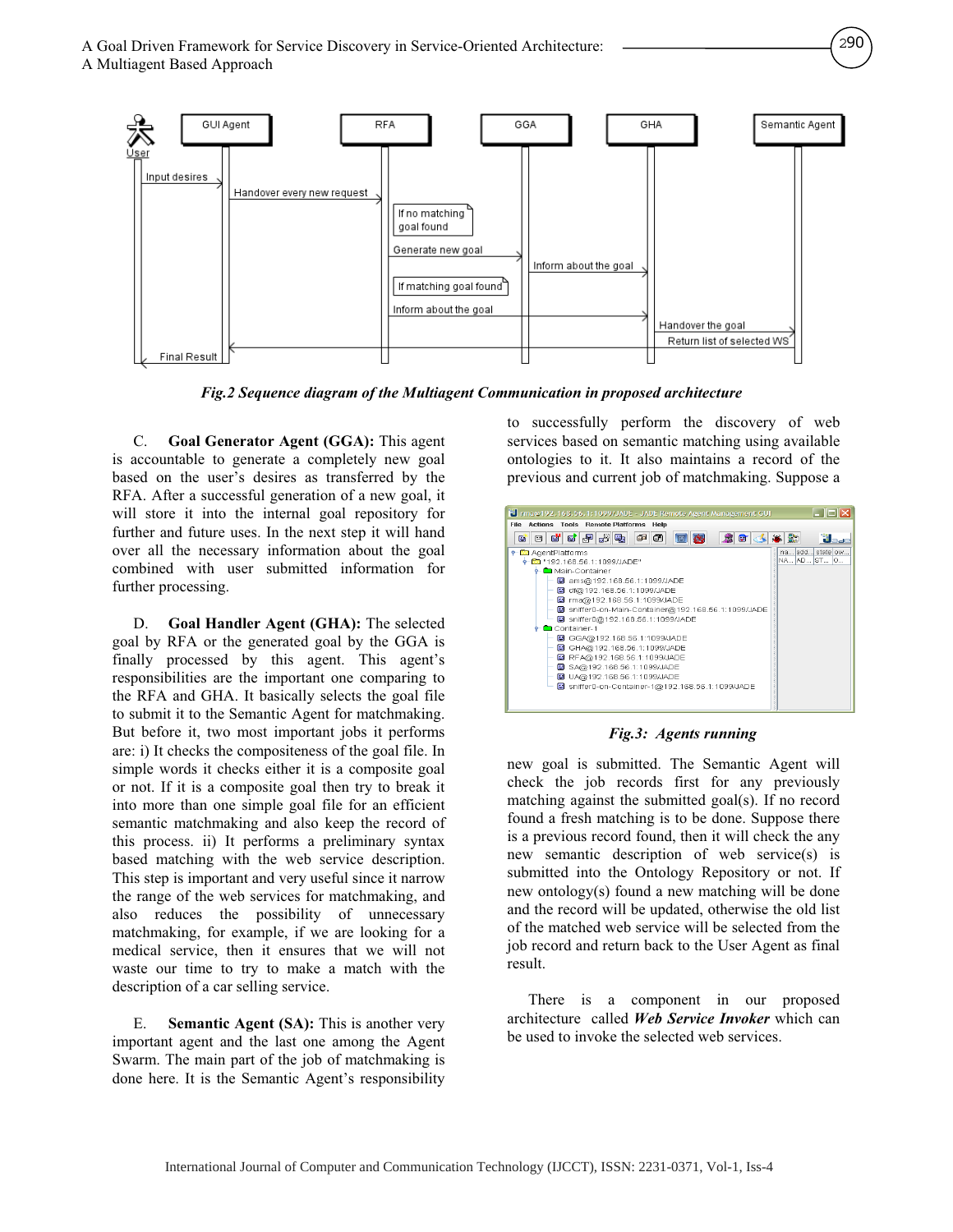*Fig.2 Sequence diagram of the Multiagent Communication in proposed architecture*

C. **Goal Generator Agent (GGA):** This agent is accountable to generate a completely new goal based on the user's desires as transferred by the RFA. After a successful generation of a new goal, it will store it into the internal goal repository for further and future uses. In the next step it will hand over all the necessary information about the goal combined with user submitted information for further processing.

D. **Goal Handler Agent (GHA):** The selected goal by RFA or the generated goal by the GGA is finally processed by this agent. This agent's responsibilities are the important one comparing to the RFA and GHA. It basically selects the goal file to submit it to the Semantic Agent for matchmaking. But before it, two most important jobs it performs are: i) It checks the compositeness of the goal file. In simple words it checks either it is a composite goal or not. If it is a composite goal then try to break it into more than one simple goal file for an efficient semantic matchmaking and also keep the record of this process. ii) It performs a preliminary syntax based matching with the web service description. This step is important and very useful since it narrow the range of the web services for matchmaking, and also reduces the possibility of unnecessary matchmaking, for example, if we are looking for a medical service, then it ensures that we will not waste our time to try to make a match with the description of a car selling service.

E. **Semantic Agent (SA):** This is another very important agent and the last one among the Agent Swarm. The main part of the job of matchmaking is done here. It is the Semantic Agent's responsibility to successfully perform the discovery of web services based on semantic matching using available ontologies to it. It also maintains a record of the previous and current job of matchmaking. Suppose a new goal is submitted. The Semantic Agent will check the job records first for any previously matching against the submitted goal(s). If no record found a fresh matching is to be done. Suppose there is a previous record found, then it will check the any new semantic description of web service(s) is submitted into the Ontology Repository or not. If new ontology(s) found a new matching will be done and the record will be updated, otherwise the old list of the matched web service will be selected from the job record and return back to the User Agent as final result.

*Fig.3: Agents running*

There is a component in our proposed architecture called ***Web Service Invoker*** which can be used to invoke the selected web services.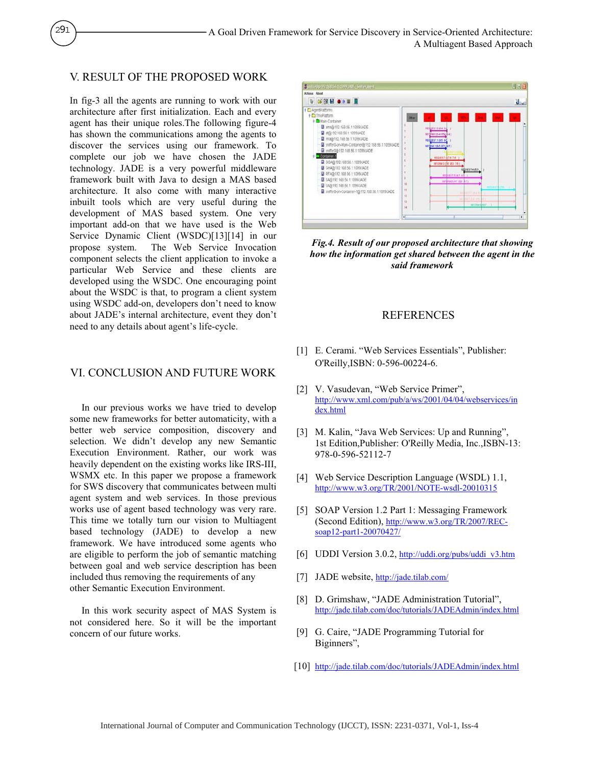## V. RESULT OF THE PROPOSED WORK

In fig-3 all the agents are running to work with our architecture after first initialization. Each and every agent has their unique roles.The following figure-4 has shown the communications among the agents to discover the services using our framework. To complete our job we have chosen the JADE technology. JADE is a very powerful middleware framework built with Java to design a MAS based architecture. It also come with many interactive inbuilt tools which are very useful during the development of MAS based system. One very important add-on that we have used is the Web Service Dynamic Client (WSDC)[13][14] in our propose system. The Web Service Invocation component selects the client application to invoke a particular Web Service and these clients are developed using the WSDC. One encouraging point about the WSDC is that, to program a client system using WSDC add-on, developers don't need to know about JADE's internal architecture, event they don't need to any details about agent's life-cycle.

## VI. CONCLUSION AND FUTURE WORK

In our previous works we have tried to develop some new frameworks for better automaticity, with a better web service composition, discovery and selection. We didn't develop any new Semantic Execution Environment. Rather, our work was heavily dependent on the existing works like IRS-III, WSMX etc. In this paper we propose a framework for SWS discovery that communicates between multi agent system and web services. In those previous works use of agent based technology was very rare. This time we totally turn our vision to Multiagent based technology (JADE) to develop a new framework. We have introduced some agents who are eligible to perform the job of semantic matching between goal and web service description has been included thus removing the requirements of any other Semantic Execution Environment.

In this work security aspect of MAS System is not considered here. So it will be the important concern of our future works.

*__Fig.4. Result of our proposed architecture that showing how the information get shared between the agent in the said framework__*

## REFERENCES

[1] E. Cerami. "Web Services Essentials", Publisher: O'Reilly,ISBN: 0-596-00224-6.

[2] V. Vasudevan, "Web Service Primer", http://www.xml.com/pub/a/ws/2001/04/04/webservices/index.html

[3] M. Kalin, "Java Web Services: Up and Running", 1st Edition,Publisher: O'Reilly Media, Inc.,ISBN-13: 978-0-596-52112-7

[4] Web Service Description Language (WSDL) 1.1, http://www.w3.org/TR/2001/NOTE-wsdl-20010315

[5] SOAP Version 1.2 Part 1: Messaging Framework (Second Edition), http://www.w3.org/TR/2007/REC-soap12-part1-20070427/

[6] UDDI Version 3.0.2, http://uddi.org/pubs/uddi_v3.htm

[7] JADE website, http://jade.tilab.com/

[8] D. Grimshaw, "JADE Administration Tutorial", http://jade.tilab.com/doc/tutorials/JADEAdmin/index.html

[9] G. Caire, "JADE Programming Tutorial for Biginners",

[10] http://jade.tilab.com/doc/tutorials/JADEAdmin/index.html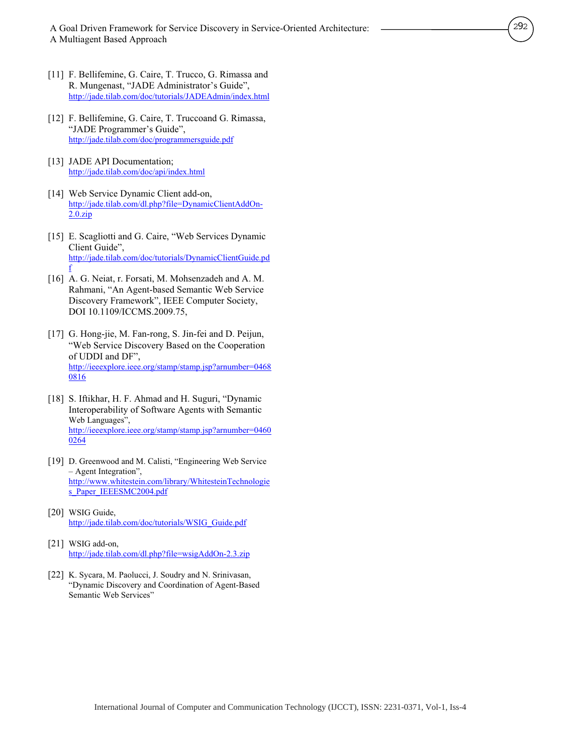[11] F. Bellifemine, G. Caire, T. Trucco, G. Rimassa and R. Mungenast, “JADE Administrator’s Guide”, http://jade.tilab.com/doc/tutorials/JADEAdmin/index.html

[12] F. Bellifemine, G. Caire, T. Truccoand G. Rimassa, “JADE Programmer’s Guide”, http://jade.tilab.com/doc/programmersguide.pdf

[13] JADE API Documentation; http://jade.tilab.com/doc/api/index.html

[14] Web Service Dynamic Client add-on, http://jade.tilab.com/dl.php?file=DynamicClientAddOn-2.0.zip

[15] E. Scagliotti and G. Caire, “Web Services Dynamic Client Guide”, http://jade.tilab.com/doc/tutorials/DynamicClientGuide.pdf

[16] A. G. Neiat, r. Forsati, M. Mohsenzadeh and A. M. Rahmani, “An Agent-based Semantic Web Service Discovery Framework”, IEEE Computer Society, DOI 10.1109/ICCMS.2009.75,

[17] G. Hong-jie, M. Fan-rong, S. Jin-fei and D. Peijun, “Web Service Discovery Based on the Cooperation of UDDI and DF”, http://ieeexplore.ieee.org/stamp/stamp.jsp?arnumber=04680816

[18] S. Iftikhar, H. F. Ahmad and H. Suguri, “Dynamic Interoperability of Software Agents with Semantic Web Languages”, http://ieeexplore.ieee.org/stamp/stamp.jsp?arnumber=04600264

[19] D. Greenwood and M. Calisti, “Engineering Web Service – Agent Integration”, http://www.whitestein.com/library/WhitesteinTechnologies_Paper_IEEESMC2004.pdf

[20] WSIG Guide, http://jade.tilab.com/doc/tutorials/WSIG_Guide.pdf

[21] WSIG add-on, http://jade.tilab.com/dl.php?file=wsigAddOn-2.3.zip

[22] K. Sycara, M. Paolucci, J. Soudry and N. Srinivasan, “Dynamic Discovery and Coordination of Agent-Based Semantic Web Services”